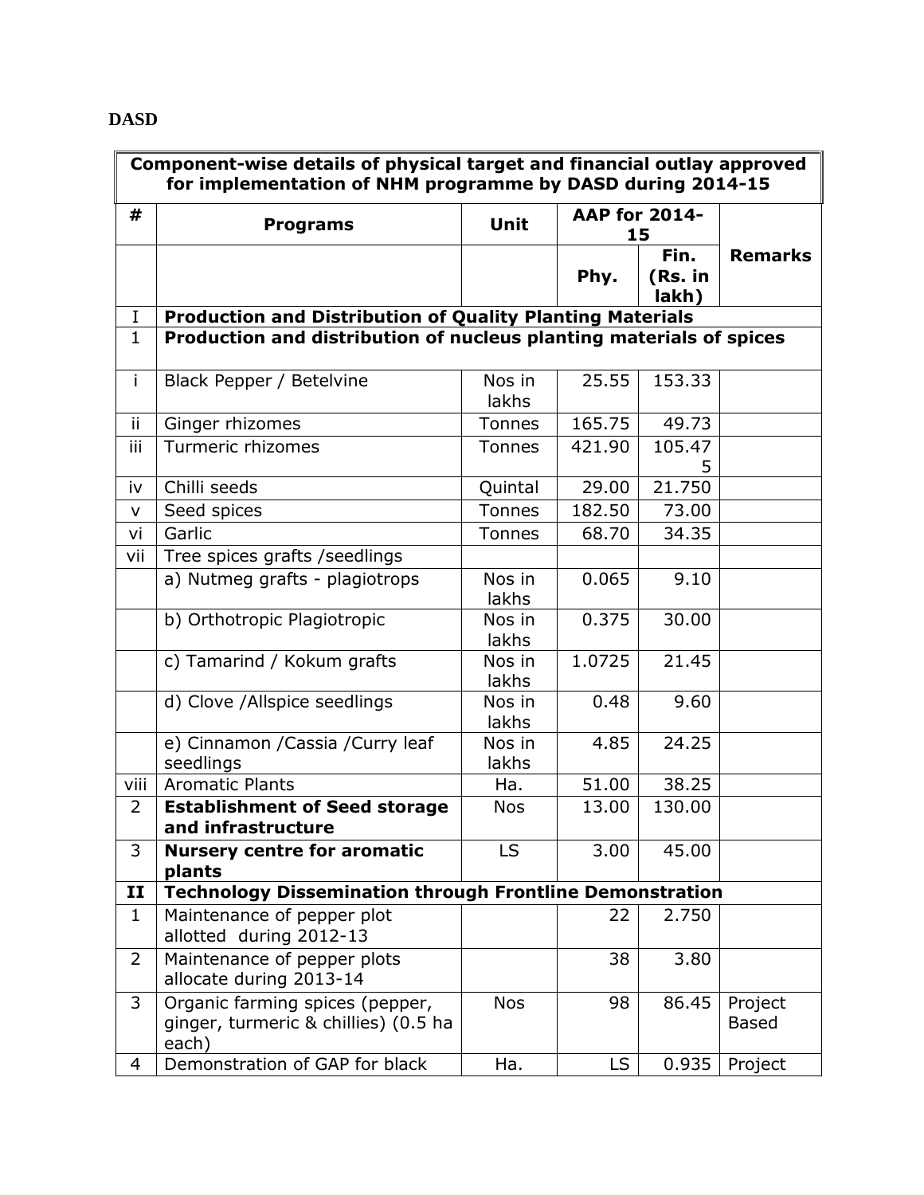**DASD**

| Component-wise details of physical target and financial outlay approved for implementation of NHM programme by DASD during 2014-15 | | | | | |
|---|---|---|---|---|---|
| # | Programs | Unit | AAP for 2014-15 | | Remarks |
| | | | Phy. | Fin. (Rs. in lakh) | |
| I | **Production and Distribution of Quality Planting Materials** | | | | |
| 1 | **Production and distribution of nucleus planting materials of spices** | | | | |
| i | Black Pepper / Betelvine | Nos in lakhs | 25.55 | 153.33 | |
| ii | Ginger rhizomes | Tonnes | 165.75 | 49.73 | |
| iii | Turmeric rhizomes | Tonnes | 421.90 | 105.475 | |
| iv | Chilli seeds | Quintal | 29.00 | 21.750 | |
| v | Seed spices | Tonnes | 182.50 | 73.00 | |
| vi | Garlic | Tonnes | 68.70 | 34.35 | |
| vii | Tree spices grafts /seedlings | | | | |
| | a) Nutmeg grafts - plagiotrops | Nos in lakhs | 0.065 | 9.10 | |
| | b) Orthotropic Plagiotropic | Nos in lakhs | 0.375 | 30.00 | |
| | c) Tamarind / Kokum grafts | Nos in lakhs | 1.0725 | 21.45 | |
| | d) Clove /Allspice seedlings | Nos in lakhs | 0.48 | 9.60 | |
| | e) Cinnamon /Cassia /Curry leaf seedlings | Nos in lakhs | 4.85 | 24.25 | |
| viii | Aromatic Plants | Ha. | 51.00 | 38.25 | |
| 2 | **Establishment of Seed storage and infrastructure** | Nos | 13.00 | 130.00 | |
| 3 | **Nursery centre for aromatic plants** | LS | 3.00 | 45.00 | |
| **II** | **Technology Dissemination through Frontline Demonstration** | | | | |
| 1 | Maintenance of pepper plot allotted during 2012-13 | | 22 | 2.750 | |
| 2 | Maintenance of pepper plots allocate during 2013-14 | | 38 | 3.80 | |
| 3 | Organic farming spices (pepper, ginger, turmeric & chillies) (0.5 ha each) | Nos | 98 | 86.45 | Project Based |
| 4 | Demonstration of GAP for black | Ha. | LS | 0.935 | Project |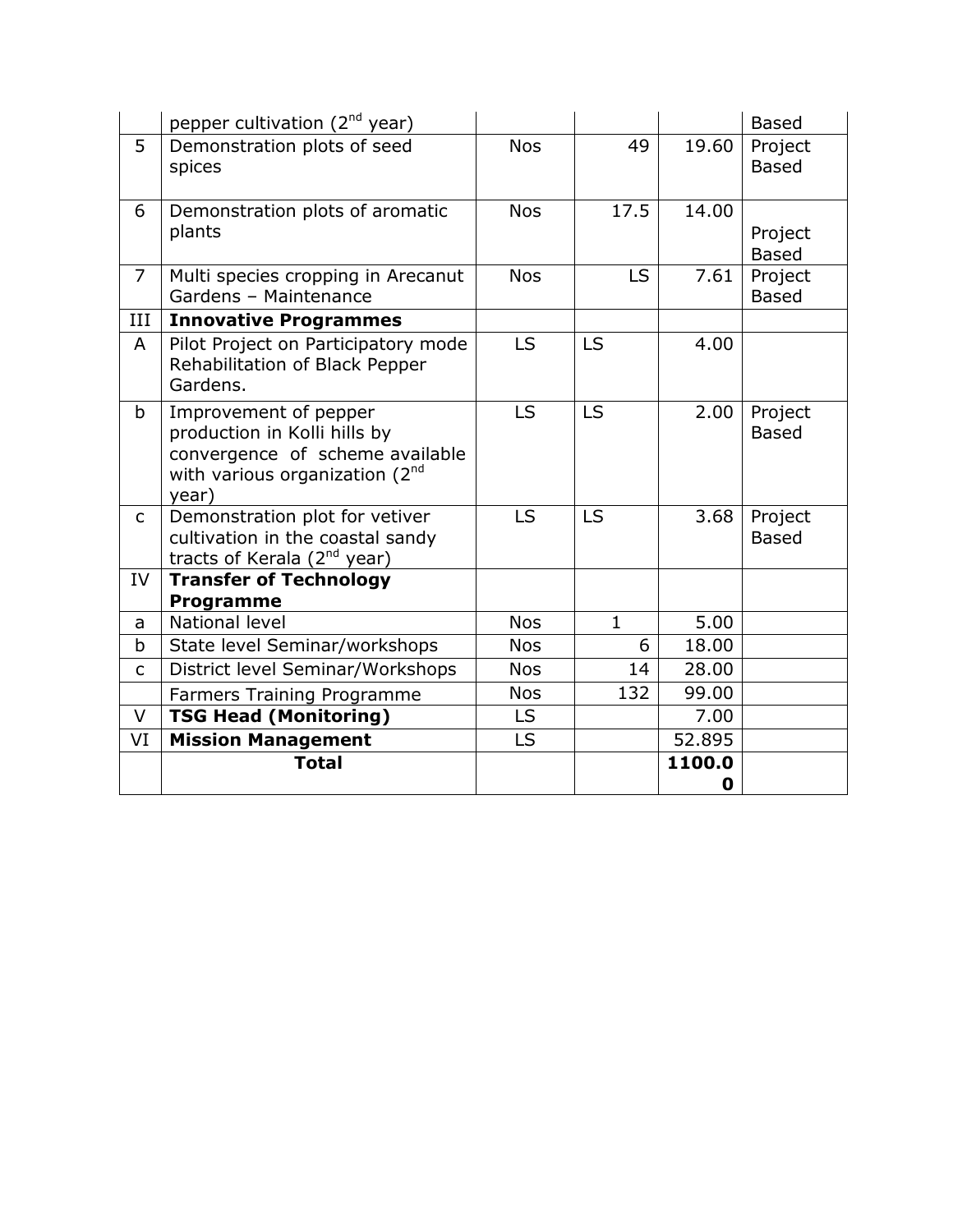| | | | | | |
|---|---|---|---|---|---|
| | pepper cultivation (2nd year) | | | | Based |
| 5 | Demonstration plots of seed spices | Nos | 49 | 19.60 | Project Based |
| 6 | Demonstration plots of aromatic plants | Nos | 17.5 | 14.00 | Project Based |
| 7 | Multi species cropping in Arecanut Gardens – Maintenance | Nos | LS | 7.61 | Project Based |
| III | **Innovative Programmes** | | | | |
| A | Pilot Project on Participatory mode Rehabilitation of Black Pepper Gardens. | LS | LS | 4.00 | |
| b | Improvement of pepper production in Kolli hills by convergence of scheme available with various organization (2nd year) | LS | LS | 2.00 | Project Based |
| c | Demonstration plot for vetiver cultivation in the coastal sandy tracts of Kerala (2nd year) | LS | LS | 3.68 | Project Based |
| IV | **Transfer of Technology Programme** | | | | |
| a | National level | Nos | 1 | 5.00 | |
| b | State level Seminar/workshops | Nos | 6 | 18.00 | |
| c | District level Seminar/Workshops | Nos | 14 | 28.00 | |
| | Farmers Training Programme | Nos | 132 | 99.00 | |
| V | **TSG Head (Monitoring)** | LS | | 7.00 | |
| VI | **Mission Management** | LS | | 52.895 | |
| | **Total** | | | **1100.00** | |